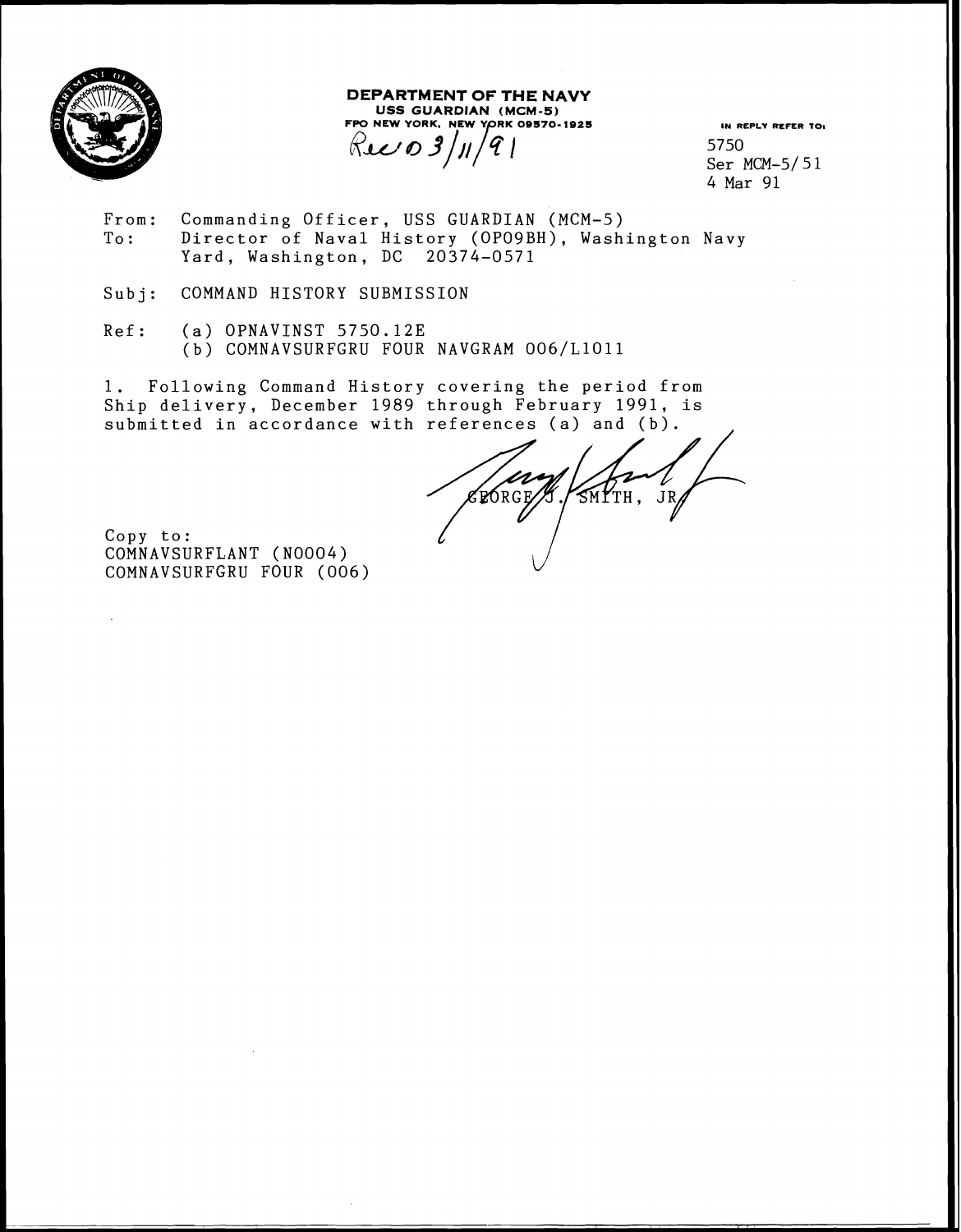**DEPARTMENT OF THE NAVY**
**USS GUARDIAN (MCM-5)**
**FPO NEW YORK, NEW YORK 09570-1925**

Rec'd 3/11/91

IN REPLY REFER TO:
5750
Ser MCM-5/51
4 Mar 91

From: Commanding Officer, USS GUARDIAN (MCM-5)
To: Director of Naval History (OP09BH), Washington Navy Yard, Washington, DC 20374-0571

Subj: COMMAND HISTORY SUBMISSION

Ref: (a) OPNAVINST 5750.12E
(b) COMNAVSURFGRU FOUR NAVGRAM 006/L1011

1. Following Command History covering the period from Ship delivery, December 1989 through February 1991, is submitted in accordance with references (a) and (b).

GEORGE J. SMITH, JR

Copy to:
COMNAVSURFLANT (N0004)
COMNAVSURFGRU FOUR (006)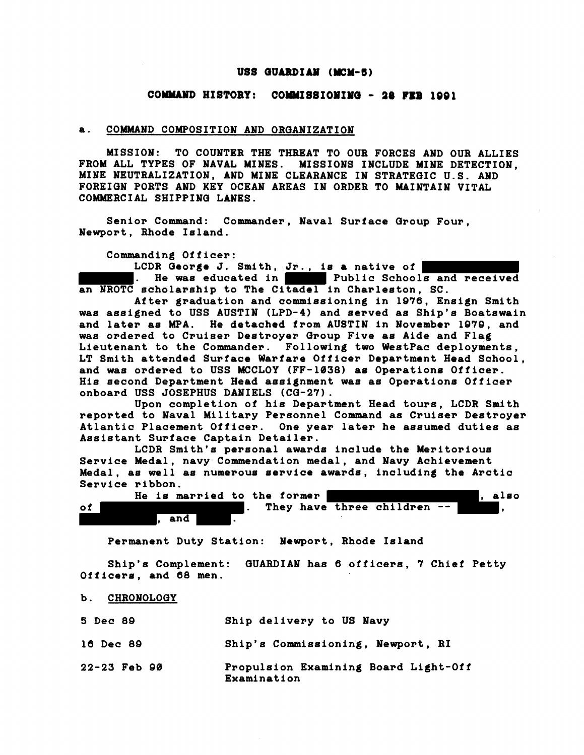# USS GUARDIAN (MCM-5)

## COMMAND HISTORY: COMMISSIONING - 28 FEB 1991

### a. COMMAND COMPOSITION AND ORGANIZATION

MISSION: TO COUNTER THE THREAT TO OUR FORCES AND OUR ALLIES FROM ALL TYPES OF NAVAL MINES. MISSIONS INCLUDE MINE DETECTION, MINE NEUTRALIZATION, AND MINE CLEARANCE IN STRATEGIC U.S. AND FOREIGN PORTS AND KEY OCEAN AREAS IN ORDER TO MAINTAIN VITAL COMMERCIAL SHIPPING LANES.

Senior Command: Commander, Naval Surface Group Four, Newport, Rhode Island.

Commanding Officer:

LCDR George J. Smith, Jr., is a native of [REDACTED]. He was educated in [REDACTED] Public Schools and received an NROTC scholarship to The Citadel in Charleston, SC.

After graduation and commissioning in 1976, Ensign Smith was assigned to USS AUSTIN (LPD-4) and served as Ship's Boatswain and later as MPA. He detached from AUSTIN in November 1979, and was ordered to Cruiser Destroyer Group Five as Aide and Flag Lieutenant to the Commander. Following two WestPac deployments, LT Smith attended Surface Warfare Officer Department Head School, and was ordered to USS MCCLOY (FF-1038) as Operations Officer. His second Department Head assignment was as Operations Officer onboard USS JOSEPHUS DANIELS (CG-27).

Upon completion of his Department Head tours, LCDR Smith reported to Naval Military Personnel Command as Cruiser Destroyer Atlantic Placement Officer. One year later he assumed duties as Assistant Surface Captain Detailer.

LCDR Smith's personal awards include the Meritorious Service Medal, navy Commendation medal, and Navy Achievement Medal, as well as numerous service awards, including the Arctic Service ribbon.

He is married to the former [REDACTED], also of [REDACTED]. They have three children -- [REDACTED], [REDACTED], and [REDACTED].

Permanent Duty Station: Newport, Rhode Island

Ship's Complement: GUARDIAN has 6 officers, 7 Chief Petty Officers, and 68 men.

### b. CHRONOLOGY

| | |
|---|---|
| 5 Dec 89 | Ship delivery to US Navy |
| 16 Dec 89 | Ship's Commissioning, Newport, RI |
| 22-23 Feb 90 | Propulsion Examining Board Light-Off Examination |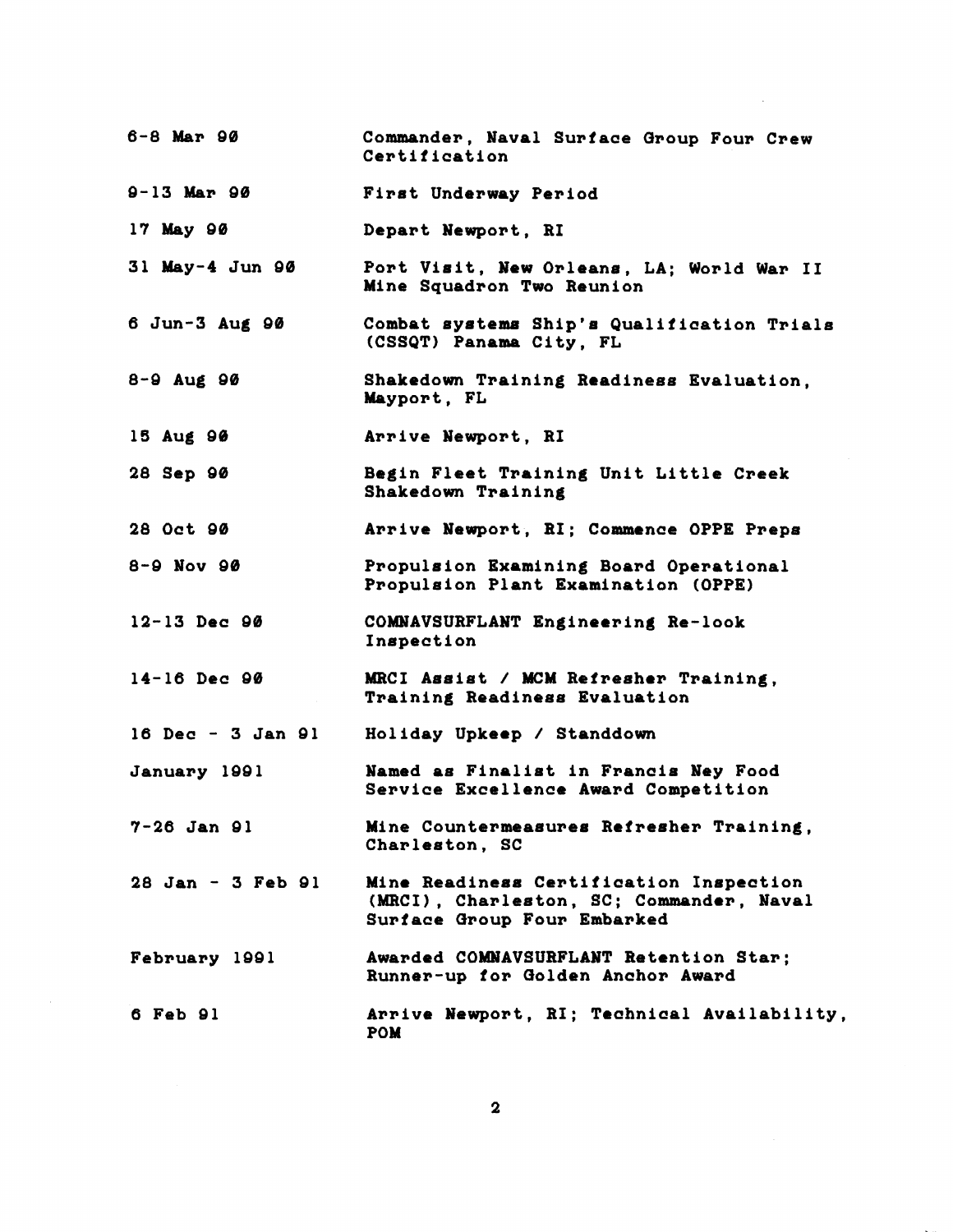| | |
|---|---|
| 6-8 Mar 90 | Commander, Naval Surface Group Four Crew Certification |
| 9-13 Mar 90 | First Underway Period |
| 17 May 90 | Depart Newport, RI |
| 31 May-4 Jun 90 | Port Visit, New Orleans, LA; World War II Mine Squadron Two Reunion |
| 6 Jun-3 Aug 90 | Combat systems Ship's Qualification Trials (CSSQT) Panama City, FL |
| 8-9 Aug 90 | Shakedown Training Readiness Evaluation, Mayport, FL |
| 15 Aug 90 | Arrive Newport, RI |
| 28 Sep 90 | Begin Fleet Training Unit Little Creek Shakedown Training |
| 28 Oct 90 | Arrive Newport, RI; Commence OPPE Preps |
| 8-9 Nov 90 | Propulsion Examining Board Operational Propulsion Plant Examination (OPPE) |
| 12-13 Dec 90 | COMNAVSURFLANT Engineering Re-look Inspection |
| 14-16 Dec 90 | MRCI Assist / MCM Refresher Training, Training Readiness Evaluation |
| 16 Dec - 3 Jan 91 | Holiday Upkeep / Standdown |
| January 1991 | Named as Finalist in Francis Ney Food Service Excellence Award Competition |
| 7-26 Jan 91 | Mine Countermeasures Refresher Training, Charleston, SC |
| 28 Jan - 3 Feb 91 | Mine Readiness Certification Inspection (MRCI), Charleston, SC; Commander, Naval Surface Group Four Embarked |
| February 1991 | Awarded COMNAVSURFLANT Retention Star; Runner-up for Golden Anchor Award |
| 6 Feb 91 | Arrive Newport, RI; Technical Availability, POM |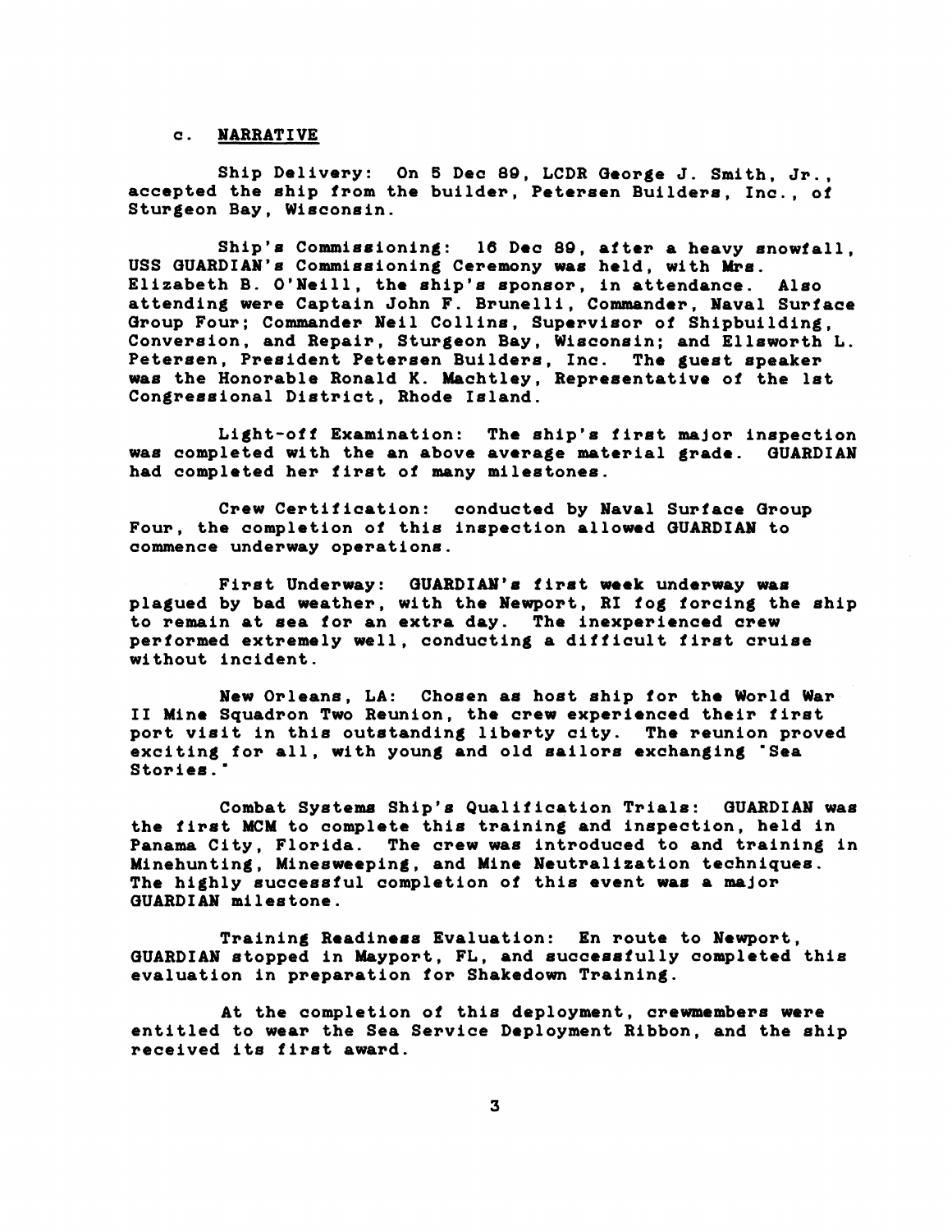c. **NARRATIVE**

Ship Delivery: On 5 Dec 89, LCDR George J. Smith, Jr., accepted the ship from the builder, Petersen Builders, Inc., of Sturgeon Bay, Wisconsin.

Ship's Commissioning: 16 Dec 89, after a heavy snowfall, USS GUARDIAN's Commissioning Ceremony was held, with Mrs. Elizabeth B. O'Neill, the ship's sponsor, in attendance. Also attending were Captain John F. Brunelli, Commander, Naval Surface Group Four; Commander Neil Collins, Supervisor of Shipbuilding, Conversion, and Repair, Sturgeon Bay, Wisconsin; and Ellsworth L. Petersen, President Petersen Builders, Inc. The guest speaker was the Honorable Ronald K. Machtley, Representative of the 1st Congressional District, Rhode Island.

Light-off Examination: The ship's first major inspection was completed with the an above average material grade. GUARDIAN had completed her first of many milestones.

Crew Certification: conducted by Naval Surface Group Four, the completion of this inspection allowed GUARDIAN to commence underway operations.

First Underway: GUARDIAN's first week underway was plagued by bad weather, with the Newport, RI fog forcing the ship to remain at sea for an extra day. The inexperienced crew performed extremely well, conducting a difficult first cruise without incident.

New Orleans, LA: Chosen as host ship for the World War II Mine Squadron Two Reunion, the crew experienced their first port visit in this outstanding liberty city. The reunion proved exciting for all, with young and old sailors exchanging "Sea Stories."

Combat Systems Ship's Qualification Trials: GUARDIAN was the first MCM to complete this training and inspection, held in Panama City, Florida. The crew was introduced to and training in Minehunting, Minesweeping, and Mine Neutralization techniques. The highly successful completion of this event was a major GUARDIAN milestone.

Training Readiness Evaluation: En route to Newport, GUARDIAN stopped in Mayport, FL, and successfully completed this evaluation in preparation for Shakedown Training.

At the completion of this deployment, crewmembers were entitled to wear the Sea Service Deployment Ribbon, and the ship received its first award.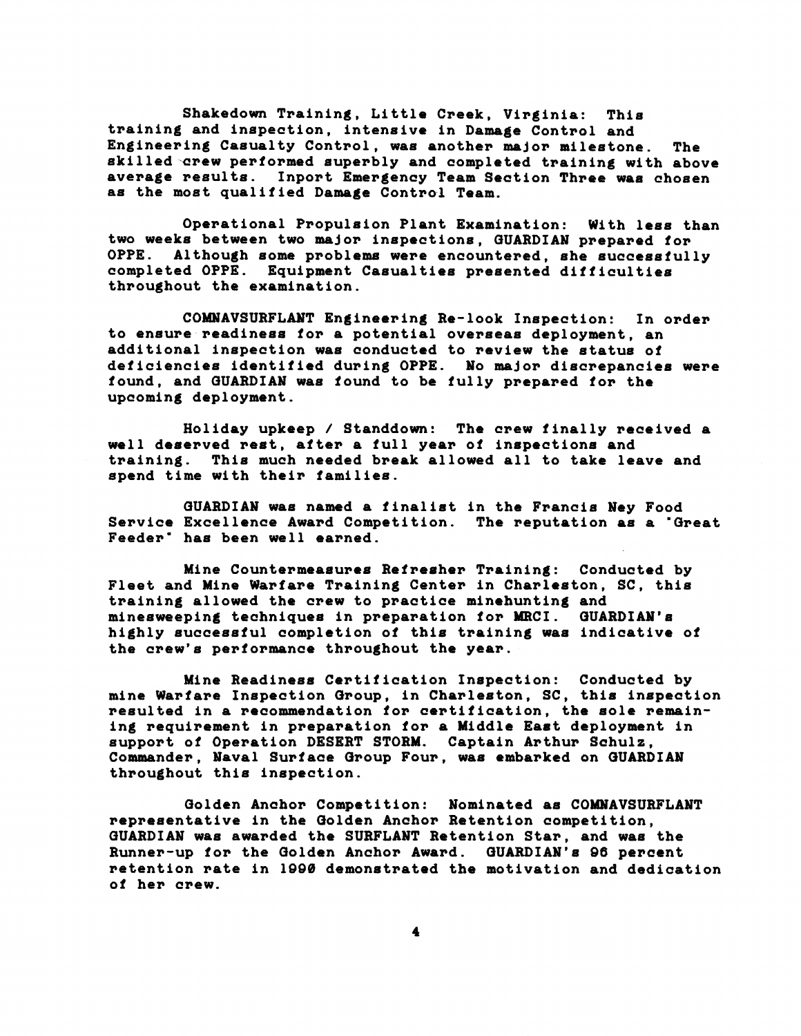Shakedown Training, Little Creek, Virginia: This training and inspection, intensive in Damage Control and Engineering Casualty Control, was another major milestone. The skilled crew performed superbly and completed training with above average results. Inport Emergency Team Section Three was chosen as the most qualified Damage Control Team.

Operational Propulsion Plant Examination: With less than two weeks between two major inspections, GUARDIAN prepared for OPPE. Although some problems were encountered, she successfully completed OPPE. Equipment Casualties presented difficulties throughout the examination.

COMNAVSURFLANT Engineering Re-look Inspection: In order to ensure readiness for a potential overseas deployment, an additional inspection was conducted to review the status of deficiencies identified during OPPE. No major discrepancies were found, and GUARDIAN was found to be fully prepared for the upcoming deployment.

Holiday upkeep / Standdown: The crew finally received a well deserved rest, after a full year of inspections and training. This much needed break allowed all to take leave and spend time with their families.

GUARDIAN was named a finalist in the Francis Ney Food Service Excellence Award Competition. The reputation as a "Great Feeder" has been well earned.

Mine Countermeasures Refresher Training: Conducted by Fleet and Mine Warfare Training Center in Charleston, SC, this training allowed the crew to practice minehunting and minesweeping techniques in preparation for MRCI. GUARDIAN's highly successful completion of this training was indicative of the crew's performance throughout the year.

Mine Readiness Certification Inspection: Conducted by mine Warfare Inspection Group, in Charleston, SC, this inspection resulted in a recommendation for certification, the sole remaining requirement in preparation for a Middle East deployment in support of Operation DESERT STORM. Captain Arthur Schulz, Commander, Naval Surface Group Four, was embarked on GUARDIAN throughout this inspection.

Golden Anchor Competition: Nominated as COMNAVSURFLANT representative in the Golden Anchor Retention competition, GUARDIAN was awarded the SURFLANT Retention Star, and was the Runner-up for the Golden Anchor Award. GUARDIAN's 96 percent retention rate in 1990 demonstrated the motivation and dedication of her crew.